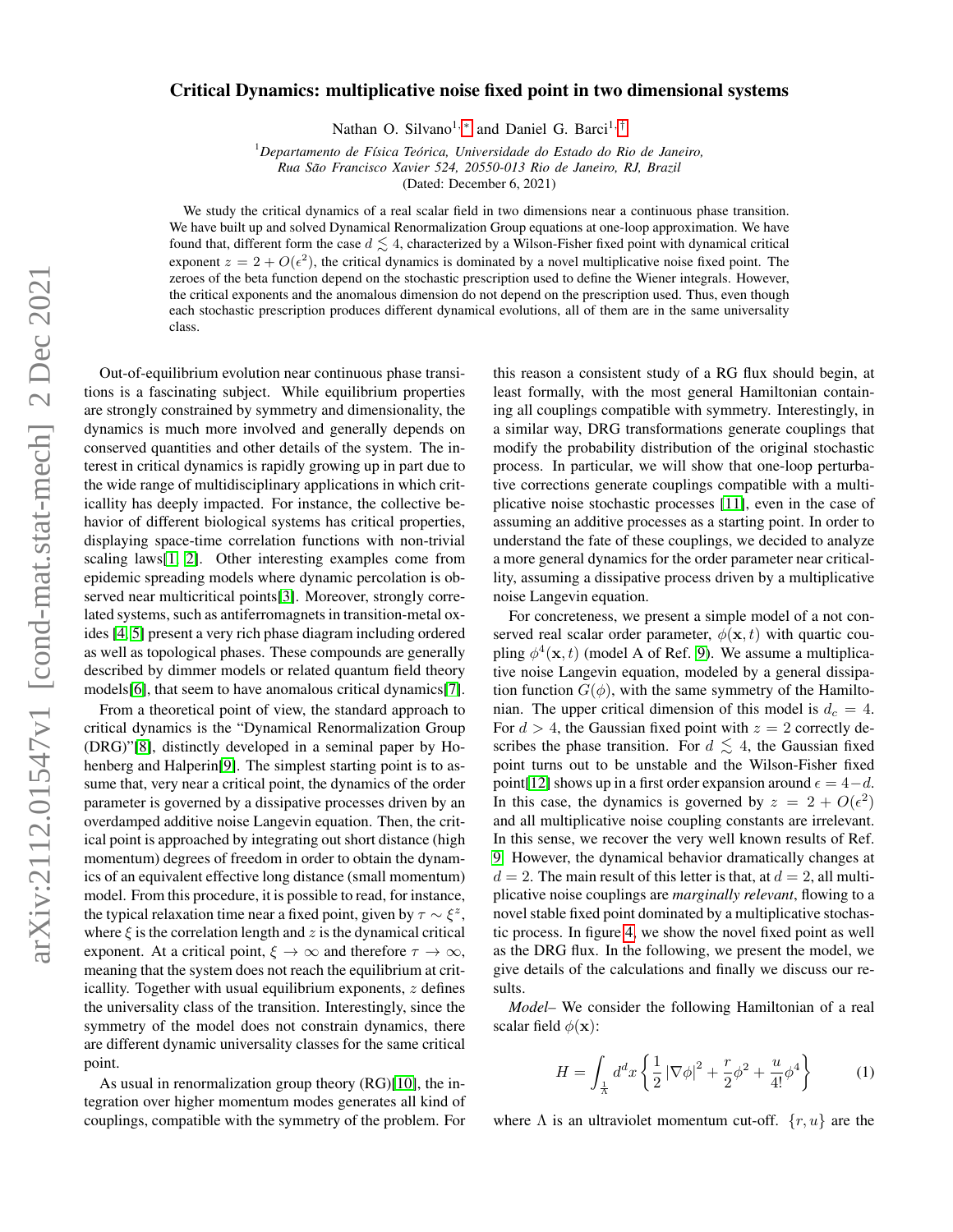# Critical Dynamics: multiplicative noise fixed point in two dimensional systems

Nathan O. Silvano[1,*] and Daniel G. Barci[1,†]

[1] *Departamento de Física Teórica, Universidade do Estado do Rio de Janeiro, Rua São Francisco Xavier 524, 20550-013 Rio de Janeiro, RJ, Brazil*

(Dated: December 6, 2021)

We study the critical dynamics of a real scalar field in two dimensions near a continuous phase transition. We have built up and solved Dynamical Renormalization Group equations at one-loop approximation. We have found that, different form the case $d \lesssim 4$, characterized by a Wilson-Fisher fixed point with dynamical critical exponent $z = 2 + O(\epsilon^2)$, the critical dynamics is dominated by a novel multiplicative noise fixed point. The zeroes of the beta function depend on the stochastic prescription used to define the Wiener integrals. However, the critical exponents and the anomalous dimension do not depend on the prescription used. Thus, even though each stochastic prescription produces different dynamical evolutions, all of them are in the same universality class.

Out-of-equilibrium evolution near continuous phase transitions is a fascinating subject. While equilibrium properties are strongly constrained by symmetry and dimensionality, the dynamics is much more involved and generally depends on conserved quantities and other details of the system. The interest in critical dynamics is rapidly growing up in part due to the wide range of multidisciplinary applications in which criticallity has deeply impacted. For instance, the collective behavior of different biological systems has critical properties, displaying space-time correlation functions with non-trivial scaling laws[1, 2]. Other interesting examples come from epidemic spreading models where dynamic percolation is observed near multicritical points[3]. Moreover, strongly correlated systems, such as antiferromagnets in transition-metal oxides [4, 5] present a very rich phase diagram including ordered as well as topological phases. These compounds are generally described by dimmer models or related quantum field theory models[6], that seem to have anomalous critical dynamics[7].

From a theoretical point of view, the standard approach to critical dynamics is the "Dynamical Renormalization Group (DRG)"[8], distinctly developed in a seminal paper by Hohenberg and Halperin[9]. The simplest starting point is to assume that, very near a critical point, the dynamics of the order parameter is governed by a dissipative processes driven by an overdamped additive noise Langevin equation. Then, the critical point is approached by integrating out short distance (high momentum) degrees of freedom in order to obtain the dynamics of an equivalent effective long distance (small momentum) model. From this procedure, it is possible to read, for instance, the typical relaxation time near a fixed point, given by $\tau \sim \xi^z$, where $\xi$ is the correlation length and $z$ is the dynamical critical exponent. At a critical point, $\xi \to \infty$ and therefore $\tau \to \infty$, meaning that the system does not reach the equilibrium at criticallity. Together with usual equilibrium exponents, $z$ defines the universality class of the transition. Interestingly, since the symmetry of the model does not constrain dynamics, there are different dynamic universality classes for the same critical point.

As usual in renormalization group theory (RG)[10], the integration over higher momentum modes generates all kind of couplings, compatible with the symmetry of the problem. For this reason a consistent study of a RG flux should begin, at least formally, with the most general Hamiltonian containing all couplings compatible with symmetry. Interestingly, in a similar way, DRG transformations generate couplings that modify the probability distribution of the original stochastic process. In particular, we will show that one-loop perturbative corrections generate couplings compatible with a multiplicative noise stochastic processes [11], even in the case of assuming an additive processes as a starting point. In order to understand the fate of these couplings, we decided to analyze a more general dynamics for the order parameter near criticallity, assuming a dissipative process driven by a multiplicative noise Langevin equation.

For concreteness, we present a simple model of a not conserved real scalar order parameter, $\phi(\mathbf{x}, t)$ with quartic coupling $\phi^4(\mathbf{x}, t)$ (model A of Ref. 9). We assume a multiplicative noise Langevin equation, modeled by a general dissipation function $G(\phi)$, with the same symmetry of the Hamiltonian. The upper critical dimension of this model is $d_c = 4$. For $d > 4$, the Gaussian fixed point with $z = 2$ correctly describes the phase transition. For $d \lesssim 4$, the Gaussian fixed point turns out to be unstable and the Wilson-Fisher fixed point[12] shows up in a first order expansion around $\epsilon = 4-d$. In this case, the dynamics is governed by $z = 2 + O(\epsilon^2)$ and all multiplicative noise coupling constants are irrelevant. In this sense, we recover the very well known results of Ref. 9. However, the dynamical behavior dramatically changes at $d = 2$. The main result of this letter is that, at $d = 2$, all multiplicative noise couplings are *marginally relevant*, flowing to a novel stable fixed point dominated by a multiplicative stochastic process. In figure 4, we show the novel fixed point as well as the DRG flux. In the following, we present the model, we give details of the calculations and finally we discuss our results.

*Model*– We consider the following Hamiltonian of a real scalar field $\phi(\mathbf{x})$:

$$H = \int_{\frac{1}{\Lambda}} d^dx \left\{ \frac{1}{2} |\nabla\phi|^2 + \frac{r}{2}\phi^2 + \frac{u}{4!}\phi^4 \right\} \tag{1}$$

where $\Lambda$ is an ultraviolet momentum cut-off. $\{r, u\}$ are the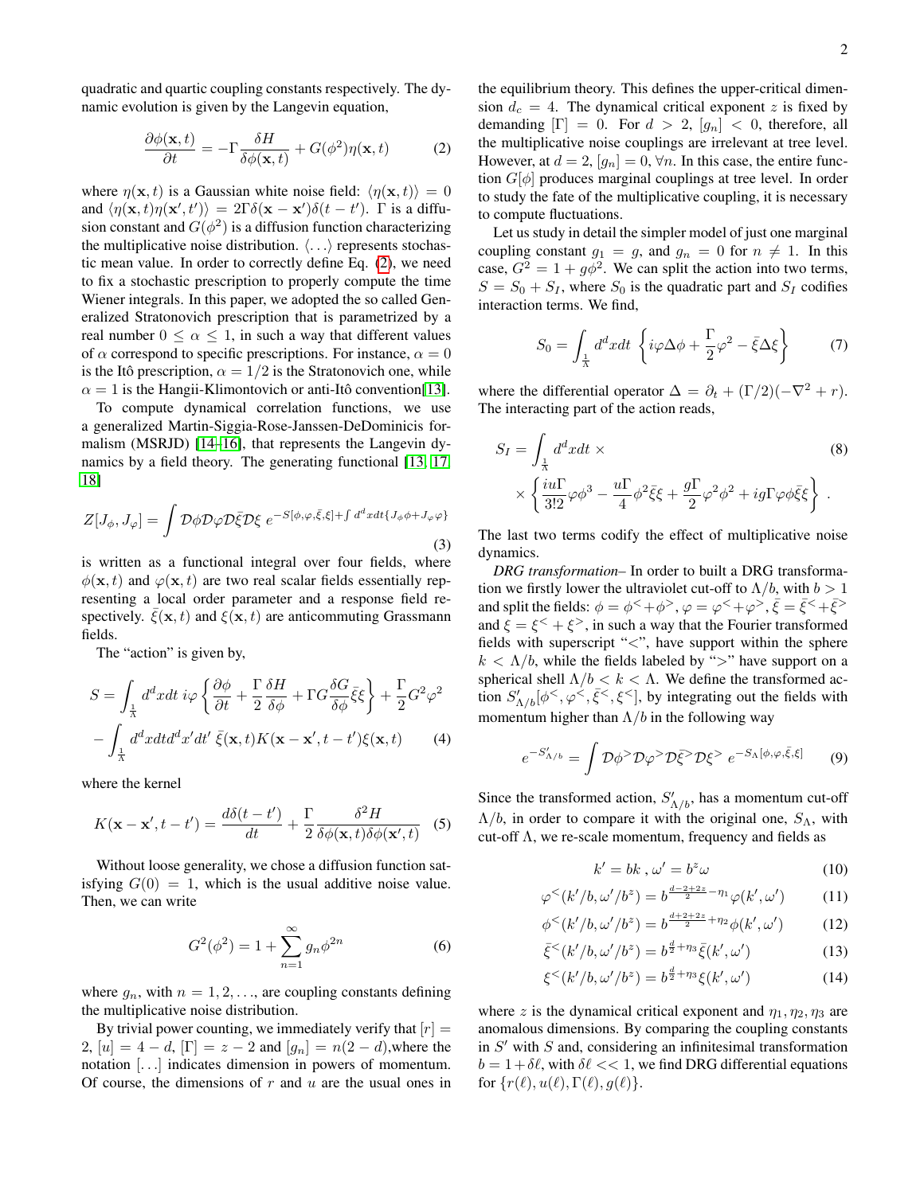quadratic and quartic coupling constants respectively. The dynamic evolution is given by the Langevin equation,

$$\frac{\partial \phi(\mathbf{x},t)}{\partial t} = -\Gamma \frac{\delta H}{\delta \phi(\mathbf{x},t)} + G(\phi^2)\eta(\mathbf{x},t) \tag{2}$$

where $\eta(\mathbf{x},t)$ is a Gaussian white noise field: $\langle \eta(\mathbf{x},t)\rangle = 0$ and $\langle \eta(\mathbf{x},t)\eta(\mathbf{x}',t')\rangle = 2\Gamma\delta(\mathbf{x}-\mathbf{x}')\delta(t-t')$. $\Gamma$ is a diffusion constant and $G(\phi^2)$ is a diffusion function characterizing the multiplicative noise distribution. $\langle \ldots \rangle$ represents stochastic mean value. In order to correctly define Eq. (2), we need to fix a stochastic prescription to properly compute the time Wiener integrals. In this paper, we adopted the so called Generalized Stratonovich prescription that is parametrized by a real number $0 \leq \alpha \leq 1$, in such a way that different values of $\alpha$ correspond to specific prescriptions. For instance, $\alpha = 0$ is the Itô prescription, $\alpha = 1/2$ is the Stratonovich one, while $\alpha = 1$ is the Hangii-Klimontovich or anti-Itô convention[13].

To compute dynamical correlation functions, we use a generalized Martin-Siggia-Rose-Janssen-DeDominicis formalism (MSRJD) [14–16], that represents the Langevin dynamics by a field theory. The generating functional [13, 17, 18]

$$Z[J_\phi, J_\varphi] = \int \mathcal{D}\phi\mathcal{D}\varphi\mathcal{D}\bar{\xi}\mathcal{D}\xi \; e^{-S[\phi,\varphi,\bar{\xi},\xi] + \int d^dx dt\{J_\phi \phi + J_\varphi \varphi\}} \tag{3}$$

is written as a functional integral over four fields, where $\phi(\mathbf{x},t)$ and $\varphi(\mathbf{x},t)$ are two real scalar fields essentially representing a local order parameter and a response field respectively. $\bar{\xi}(\mathbf{x},t)$ and $\xi(\mathbf{x},t)$ are anticommuting Grassmann fields.

The "action" is given by,

$$\begin{aligned} S = &\int_{\frac{1}{\Lambda}} d^dx dt \; i\varphi\left\{\frac{\partial \phi}{\partial t} + \frac{\Gamma}{2}\frac{\delta H}{\delta \phi} + \Gamma G \frac{\delta G}{\delta \phi}\bar{\xi}\xi\right\} + \frac{\Gamma}{2}G^2\varphi^2 \\ &- \int_{\frac{1}{\Lambda}} d^dx dt d^dx' dt' \; \bar{\xi}(\mathbf{x},t) K(\mathbf{x}-\mathbf{x}', t-t')\xi(\mathbf{x},t) \end{aligned} \tag{4}$$

where the kernel

$$K(\mathbf{x}-\mathbf{x}', t-t') = \frac{d\delta(t-t')}{dt} + \frac{\Gamma}{2}\frac{\delta^2 H}{\delta\phi(\mathbf{x},t)\delta\phi(\mathbf{x}',t)} \tag{5}$$

Without loose generality, we chose a diffusion function satisfying $G(0) = 1$, which is the usual additive noise value. Then, we can write

$$G^2(\phi^2) = 1 + \sum_{n=1}^{\infty} g_n \phi^{2n} \tag{6}$$

where $g_n$, with $n = 1, 2, \ldots$, are coupling constants defining the multiplicative noise distribution.

By trivial power counting, we immediately verify that $[r] = 2$, $[u] = 4 - d$, $[\Gamma] = z - 2$ and $[g_n] = n(2-d)$, where the notation $[\ldots]$ indicates dimension in powers of momentum. Of course, the dimensions of $r$ and $u$ are the usual ones in the equilibrium theory. This defines the upper-critical dimension $d_c = 4$. The dynamical critical exponent $z$ is fixed by demanding $[\Gamma] = 0$. For $d > 2$, $[g_n] < 0$, therefore, all the multiplicative noise couplings are irrelevant at tree level. However, at $d = 2$, $[g_n] = 0, \forall n$. In this case, the entire function $G[\phi]$ produces marginal couplings at tree level. In order to study the fate of the multiplicative coupling, it is necessary to compute fluctuations.

Let us study in detail the simpler model of just one marginal coupling constant $g_1 = g$, and $g_n = 0$ for $n \neq 1$. In this case, $G^2 = 1 + g\phi^2$. We can split the action into two terms, $S = S_0 + S_I$, where $S_0$ is the quadratic part and $S_I$ codifies interaction terms. We find,

$$S_0 = \int_{\frac{1}{\Lambda}} d^dx dt \; \left\{ i\varphi\Delta\phi + \frac{\Gamma}{2}\varphi^2 - \bar{\xi}\Delta\xi \right\} \tag{7}$$

where the differential operator $\Delta = \partial_t + (\Gamma/2)(-\nabla^2 + r)$. The interacting part of the action reads,

$$\begin{aligned} S_I = &\int_{\frac{1}{\Lambda}} d^dx dt \; \times \\ &\times \left\{ \frac{iu\Gamma}{3!2}\varphi\phi^3 - \frac{u\Gamma}{4}\phi^2\bar{\xi}\xi + \frac{g\Gamma}{2}\varphi^2\phi^2 + ig\Gamma\varphi\phi\bar{\xi}\xi \right\} . \end{aligned} \tag{8}$$

The last two terms codify the effect of multiplicative noise dynamics.

*DRG transformation*– In order to built a DRG transformation we firstly lower the ultraviolet cut-off to $\Lambda/b$, with $b > 1$ and split the fields: $\phi = \phi^< + \phi^>$, $\varphi = \varphi^< + \varphi^>$, $\bar{\xi} = \bar{\xi}^< + \bar{\xi}^>$ and $\xi = \xi^< + \xi^>$, in such a way that the Fourier transformed fields with superscript "<", have support within the sphere $k < \Lambda/b$, while the fields labeled by ">" have support on a spherical shell $\Lambda/b < k < \Lambda$. We define the transformed action $S'_{\Lambda/b}[\phi^<, \varphi^<, \bar{\xi}^<, \xi^<]$, by integrating out the fields with momentum higher than $\Lambda/b$ in the following way

$$e^{-S'_{\Lambda/b}} = \int \mathcal{D}\phi^> \mathcal{D}\varphi^> \mathcal{D}\bar{\xi}^> \mathcal{D}\xi^> \; e^{-S_\Lambda[\phi,\varphi,\bar{\xi},\xi]} \tag{9}$$

Since the transformed action, $S'_{\Lambda/b}$, has a momentum cut-off $\Lambda/b$, in order to compare it with the original one, $S_\Lambda$, with cut-off $\Lambda$, we re-scale momentum, frequency and fields as

$$k' = bk \; , \; \omega' = b^z\omega \tag{10}$$

$$\varphi^<(k'/b, \omega'/b^z) = b^{\frac{d-2+2z}{2} - \eta_1}\varphi(k', \omega') \tag{11}$$

$$\phi^<(k'/b, \omega'/b^z) = b^{\frac{d+2+2z}{2} + \eta_2}\phi(k', \omega') \tag{12}$$

$$\bar{\xi}^<(k'/b, \omega'/b^z) = b^{\frac{d}{2} + \eta_3}\bar{\xi}(k', \omega') \tag{13}$$

$$\xi^<(k'/b, \omega'/b^z) = b^{\frac{d}{2} + \eta_3}\xi(k', \omega') \tag{14}$$

where $z$ is the dynamical critical exponent and $\eta_1, \eta_2, \eta_3$ are anomalous dimensions. By comparing the coupling constants in $S'$ with $S$ and, considering an infinitesimal transformation $b = 1 + \delta\ell$, with $\delta\ell << 1$, we find DRG differential equations for $\{r(\ell), u(\ell), \Gamma(\ell), g(\ell)\}$.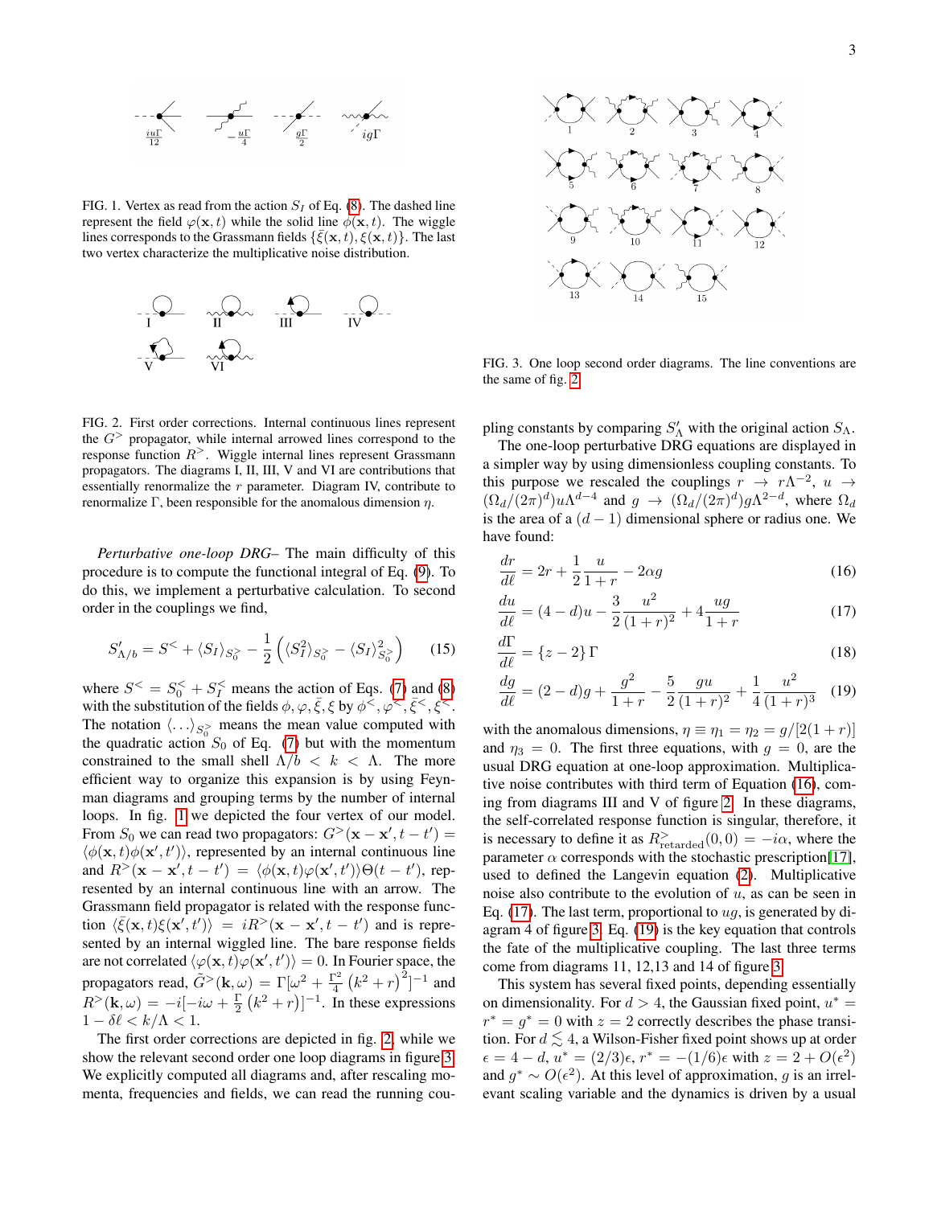FIG. 1. Vertex as read from the action $S_I$ of Eq. (8). The dashed line represent the field $\varphi(\mathbf{x},t)$ while the solid line $\phi(\mathbf{x},t)$. The wiggle lines corresponds to the Grassmann fields $\{\bar{\xi}(\mathbf{x},t), \xi(\mathbf{x},t)\}$. The last two vertex characterize the multiplicative noise distribution.

FIG. 2. First order corrections. Internal continuous lines represent the $G^>$ propagator, while internal arrowed lines correspond to the response function $R^>$. Wiggle internal lines represent Grassmann propagators. The diagrams I, II, III, V and VI are contributions that essentially renormalize the $r$ parameter. Diagram IV, contribute to renormalize $\Gamma$, been responsible for the anomalous dimension $\eta$.

*Perturbative one-loop DRG*– The main difficulty of this procedure is to compute the functional integral of Eq. (9). To do this, we implement a perturbative calculation. To second order in the couplings we find,

$$S'_{\Lambda/b} = S^< + \langle S_I \rangle_{S_0^>} - \frac{1}{2}\left( \langle S_I^2 \rangle_{S_0^>} - \langle S_I \rangle_{S_0^>}^2 \right) \tag{15}$$

where $S^< = S_0^< + S_I^<$ means the action of Eqs. (7) and (8) with the substitution of the fields $\phi, \varphi, \bar{\xi}, \xi$ by $\phi^<, \varphi^<, \bar{\xi}^<, \xi^<$. The notation $\langle \ldots \rangle_{S_0^>}$ means the mean value computed with the quadratic action $S_0$ of Eq. (7) but with the momentum constrained to the small shell $\Lambda/b < k < \Lambda$. The more efficient way to organize this expansion is by using Feynman diagrams and grouping terms by the number of internal loops. In fig. 1 we depicted the four vertex of our model. From $S_0$ we can read two propagators: $G^>(\mathbf{x}-\mathbf{x}', t-t') = \langle \phi(\mathbf{x},t)\phi(\mathbf{x}',t')\rangle$, represented by an internal continuous line and $R^>(\mathbf{x}-\mathbf{x}', t-t') = \langle \phi(\mathbf{x},t)\varphi(\mathbf{x}',t')\rangle \Theta(t-t')$, represented by an internal continuous line with an arrow. The Grassmann field propagator is related with the response function $\langle \bar{\xi}(\mathbf{x},t)\xi(\mathbf{x}',t')\rangle = iR^>(\mathbf{x}-\mathbf{x}', t-t')$ and is represented by an internal wiggled line. The bare response fields are not correlated $\langle \varphi(\mathbf{x},t)\varphi(\mathbf{x}',t')\rangle = 0$. In Fourier space, the propagators read, $\tilde{G}^>(\mathbf{k},\omega) = \Gamma[\omega^2 + \frac{\Gamma^2}{4}\left(k^2+r\right)^2]^{-1}$ and $R^>(\mathbf{k},\omega) = -i[-i\omega + \frac{\Gamma}{2}\left(k^2+r\right)]^{-1}$. In these expressions $1-\delta\ell < k/\Lambda < 1$.

The first order corrections are depicted in fig. 2, while we show the relevant second order one loop diagrams in figure 3. We explicitly computed all diagrams and, after rescaling momenta, frequencies and fields, we can read the running coupling constants by comparing $S'_\Lambda$ with the original action $S_\Lambda$.

FIG. 3. One loop second order diagrams. The line conventions are the same of fig. 2

The one-loop perturbative DRG equations are displayed in a simpler way by using dimensionless coupling constants. To this purpose we rescaled the couplings $r \to r\Lambda^{-2}$, $u \to (\Omega_d/(2\pi)^d)u\Lambda^{d-4}$ and $g \to (\Omega_d/(2\pi)^d)g\Lambda^{2-d}$, where $\Omega_d$ is the area of a $(d-1)$ dimensional sphere or radius one. We have found:

$$\frac{dr}{d\ell} = 2r + \frac{1}{2}\frac{u}{1+r} - 2\alpha g \tag{16}$$

$$\frac{du}{d\ell} = (4-d)u - \frac{3}{2}\frac{u^2}{(1+r)^2} + 4\frac{ug}{1+r} \tag{17}$$

$$\frac{d\Gamma}{d\ell} = \{z-2\}\Gamma \tag{18}$$

$$\frac{dg}{d\ell} = (2-d)g + \frac{g^2}{1+r} - \frac{5}{2}\frac{gu}{(1+r)^2} + \frac{1}{4}\frac{u^2}{(1+r)^3} \tag{19}$$

with the anomalous dimensions, $\eta \equiv \eta_1 = \eta_2 = g/[2(1+r)]$ and $\eta_3 = 0$. The first three equations, with $g=0$, are the usual DRG equation at one-loop approximation. Multiplicative noise contributes with third term of Equation (16), coming from diagrams III and V of figure 2. In these diagrams, the self-correlated response function is singular, therefore, it is necessary to define it as $R^>_{\rm retarded}(0,0) = -i\alpha$, where the parameter $\alpha$ corresponds with the stochastic prescription[17], used to defined the Langevin equation (2). Multiplicative noise also contribute to the evolution of $u$, as can be seen in Eq. (17). The last term, proportional to $ug$, is generated by diagram 4 of figure 3. Eq. (19) is the key equation that controls the fate of the multiplicative coupling. The last three terms come from diagrams 11, 12,13 and 14 of figure 3.

This system has several fixed points, depending essentially on dimensionality. For $d > 4$, the Gaussian fixed point, $u^* = r^* = g^* = 0$ with $z = 2$ correctly describes the phase transition. For $d \lesssim 4$, a Wilson-Fisher fixed point shows up at order $\epsilon = 4-d$, $u^* = (2/3)\epsilon$, $r^* = -(1/6)\epsilon$ with $z = 2 + O(\epsilon^2)$ and $g^* \sim O(\epsilon^2)$. At this level of approximation, $g$ is an irrelevant scaling variable and the dynamics is driven by a usual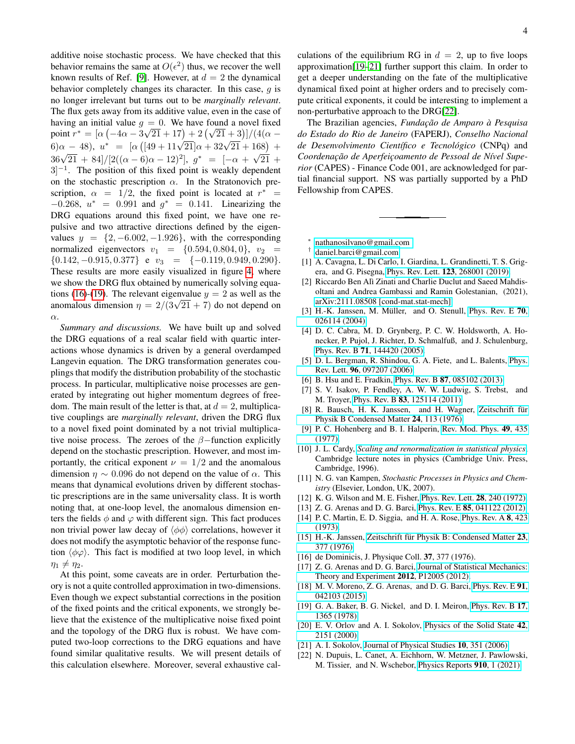additive noise stochastic process. We have checked that this behavior remains the same at $O(\epsilon^2)$ thus, we recover the well known results of Ref. [9]. However, at $d = 2$ the dynamical behavior completely changes its character. In this case, $g$ is no longer irrelevant but turns out to be *marginally relevant*. The flux gets away from its additive value, even in the case of having an initial value $g = 0$. We have found a novel fixed point $r^* = [\alpha\left(-4\alpha - 3\sqrt{21} + 17\right) + 2\left(\sqrt{21} + 3\right)]/(4(\alpha - 6)\alpha - 48)$, $u^* = [\alpha\left([49 + 11\sqrt{21}]\alpha + 32\sqrt{21} + 168\right) + 36\sqrt{21} + 84]/[2((\alpha - 6)\alpha - 12)^2]$, $g^* = [-\alpha + \sqrt{21} + 3]^{-1}$. The position of this fixed point is weakly dependent on the stochastic prescription $\alpha$. In the Stratonovich prescription, $\alpha = 1/2$, the fixed point is located at $r^* = -0.268$, $u^* = 0.991$ and $g^* = 0.141$. Linearizing the DRG equations around this fixed point, we have one repulsive and two attractive directions defined by the eigenvalues $y = \{2, -6.002, -1.926\}$, with the corresponding normalized eigenvectors $v_1 = \{0.594, 0.804, 0\}$, $v_2 = \{0.142, -0.915, 0.377\}$ e $v_3 = \{-0.119, 0.949, 0.290\}$. These results are more easily visualized in figure 4, where we show the DRG flux obtained by numerically solving equations (16)-(19). The relevant eigenvalue $y = 2$ as well as the anomalous dimension $\eta = 2/(3\sqrt{21} + 7)$ do not depend on $\alpha$.

*Summary and discussions.* We have built up and solved the DRG equations of a real scalar field with quartic interactions whose dynamics is driven by a general overdamped Langevin equation. The DRG transformation generates couplings that modify the distribution probability of the stochastic process. In particular, multiplicative noise processes are generated by integrating out higher momentum degrees of freedom. The main result of the letter is that, at $d = 2$, multiplicative couplings are *marginally relevant*, driven the DRG flux to a novel fixed point dominated by a not trivial multiplicative noise process. The zeroes of the $\beta-$function explicitly depend on the stochastic prescription. However, and most importantly, the critical exponent $\nu = 1/2$ and the anomalous dimension $\eta \sim 0.096$ do not depend on the value of $\alpha$. This means that dynamical evolutions driven by different stochastic prescriptions are in the same universality class. It is worth noting that, at one-loop level, the anomalous dimension enters the fields $\phi$ and $\varphi$ with different sign. This fact produces non trivial power law decay of $\langle\phi\phi\rangle$ correlations, however it does not modify the asymptotic behavior of the response function $\langle\phi\varphi\rangle$. This fact is modified at two loop level, in which $\eta_1 \neq \eta_2$.

At this point, some caveats are in order. Perturbation theory is not a quite controlled approximation in two-dimensions. Even though we expect substantial corrections in the position of the fixed points and the critical exponents, we strongly believe that the existence of the multiplicative noise fixed point and the topology of the DRG flux is robust. We have computed two-loop corrections to the DRG equations and have found similar qualitative results. We will present details of this calculation elsewhere. Moreover, several exhaustive calculations of the equilibrium RG in $d = 2$, up to five loops approximation[19–21] further support this claim. In order to get a deeper understanding on the fate of the multiplicative dynamical fixed point at higher orders and to precisely compute critical exponents, it could be interesting to implement a non-perturbative approach to the DRG[22].

The Brazilian agencies, *Fundação de Amparo à Pesquisa do Estado do Rio de Janeiro* (FAPERJ), *Conselho Nacional de Desenvolvimento Científico e Tecnológico* (CNPq) and *Coordenação de Aperfeiçoamento de Pessoal de Nível Superior* (CAPES) - Finance Code 001, are acknowledged for partial financial support. NS was partially supported by a PhD Fellowship from CAPES.

---

\* nathanosilvano@gmail.com

† daniel.barci@gmail.com

[1] A. Cavagna, L. Di Carlo, I. Giardina, L. Grandinetti, T. S. Grigera, and G. Pisegna, Phys. Rev. Lett. **123**, 268001 (2019).

[2] Riccardo Ben Alì Zinati and Charlie Duclut and Saeed Mahdisoltani and Andrea Gambassi and Ramin Golestanian, (2021), arXiv:2111.08508 [cond-mat.stat-mech].

[3] H.-K. Janssen, M. Müller, and O. Stenull, Phys. Rev. E **70**, 026114 (2004).

[4] D. C. Cabra, M. D. Grynberg, P. C. W. Holdsworth, A. Honecker, P. Pujol, J. Richter, D. Schmalfuß, and J. Schulenburg, Phys. Rev. B **71**, 144420 (2005).

[5] D. L. Bergman, R. Shindou, G. A. Fiete, and L. Balents, Phys. Rev. Lett. **96**, 097207 (2006).

[6] B. Hsu and E. Fradkin, Phys. Rev. B **87**, 085102 (2013).

[7] S. V. Isakov, P. Fendley, A. W. W. Ludwig, S. Trebst, and M. Troyer, Phys. Rev. B **83**, 125114 (2011).

[8] R. Bausch, H. K. Janssen, and H. Wagner, Zeitschrift für Physik B Condensed Matter **24**, 113 (1976).

[9] P. C. Hohenberg and B. I. Halperin, Rev. Mod. Phys. **49**, 435 (1977).

[10] J. L. Cardy, *Scaling and renormalization in statistical physics*, Cambridge lecture notes in physics (Cambridge Univ. Press, Cambridge, 1996).

[11] N. G. van Kampen, *Stochastic Processes in Physics and Chemistry* (Elsevier, London, UK, 2007).

[12] K. G. Wilson and M. E. Fisher, Phys. Rev. Lett. **28**, 240 (1972).

[13] Z. G. Arenas and D. G. Barci, Phys. Rev. E **85**, 041122 (2012).

[14] P. C. Martin, E. D. Siggia, and H. A. Rose, Phys. Rev. A **8**, 423 (1973).

[15] H.-K. Janssen, Zeitschrift für Physik B: Condensed Matter **23**, 377 (1976).

[16] de Dominicis, J. Physique Coll. **37**, 377 (1976).

[17] Z. G. Arenas and D. G. Barci, Journal of Statistical Mechanics: Theory and Experiment **2012**, P12005 (2012).

[18] M. V. Moreno, Z. G. Arenas, and D. G. Barci, Phys. Rev. E **91**, 042103 (2015).

[19] G. A. Baker, B. G. Nickel, and D. I. Meiron, Phys. Rev. B **17**, 1365 (1978).

[20] E. V. Orlov and A. I. Sokolov, Physics of the Solid State **42**, 2151 (2000).

[21] A. I. Sokolov, Journal of Physical Studies **10**, 351 (2006).

[22] N. Dupuis, L. Canet, A. Eichhorn, W. Metzner, J. Pawlowski, M. Tissier, and N. Wschebor, Physics Reports **910**, 1 (2021).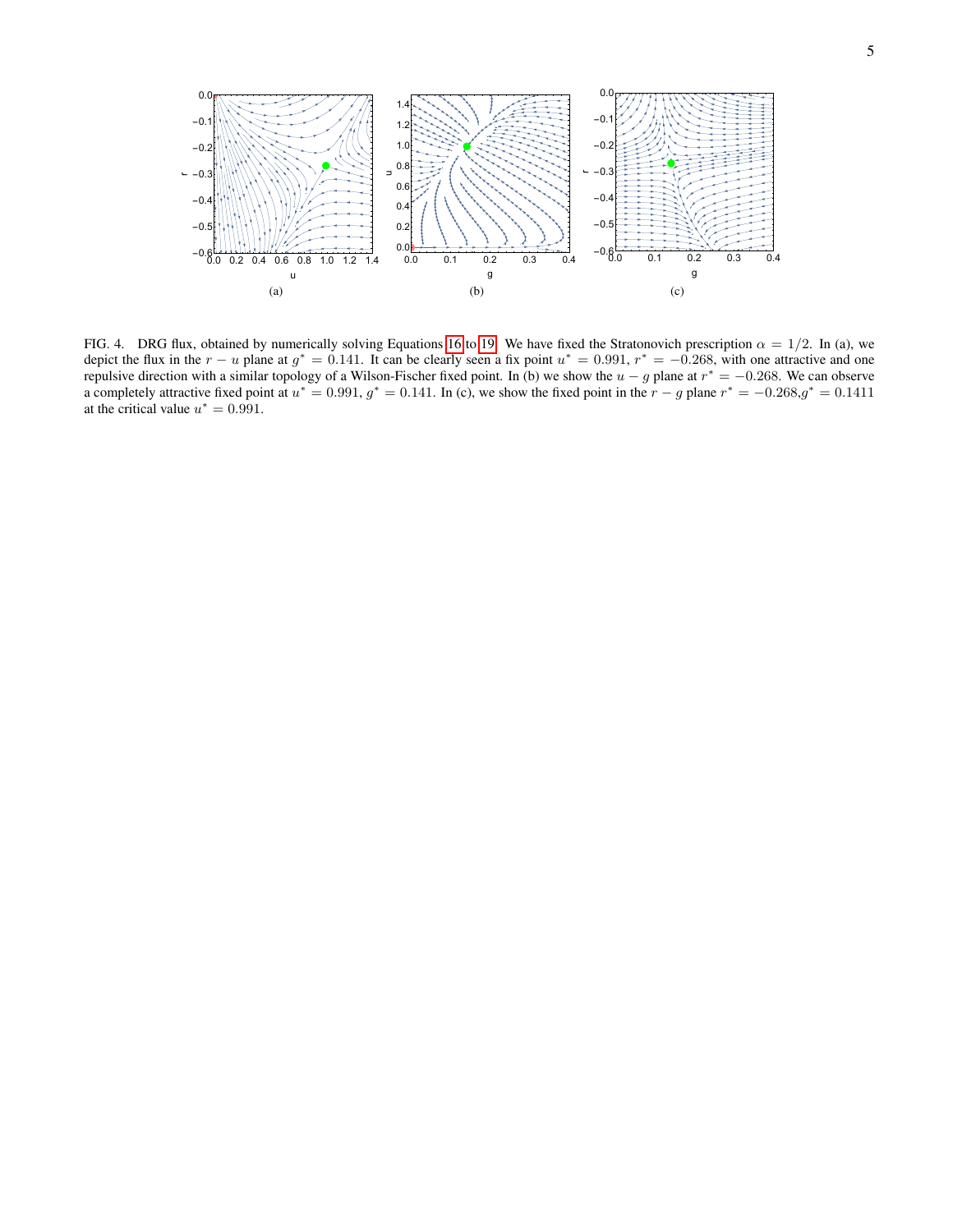0.0
−0.1
−0.2
r −0.3
−0.4
−0.5
−0.6
0.0 0.2 0.4 0.6 0.8 1.0 1.2 1.4
u

(a)

1.4
1.2
1.0
u 0.8
0.6
0.4
0.2
0.0
0.0 0.1 0.2 0.3 0.4
g

(b)

0.0
−0.1
−0.2
r −0.3
−0.4
−0.5
−0.6
0.0 0.1 0.2 0.3 0.4
g

(c)

FIG. 4. DRG flux, obtained by numerically solving Equations 16 to 19. We have fixed the Stratonovich prescription $\alpha = 1/2$. In (a), we depict the flux in the $r - u$ plane at $g^* = 0.141$. It can be clearly seen a fix point $u^* = 0.991$, $r^* = -0.268$, with one attractive and one repulsive direction with a similar topology of a Wilson-Fischer fixed point. In (b) we show the $u - g$ plane at $r^* = -0.268$. We can observe a completely attractive fixed point at $u^* = 0.991$, $g^* = 0.141$. In (c), we show the fixed point in the $r - g$ plane $r^* = -0.268$,$g^* = 0.1411$ at the critical value $u^* = 0.991$.